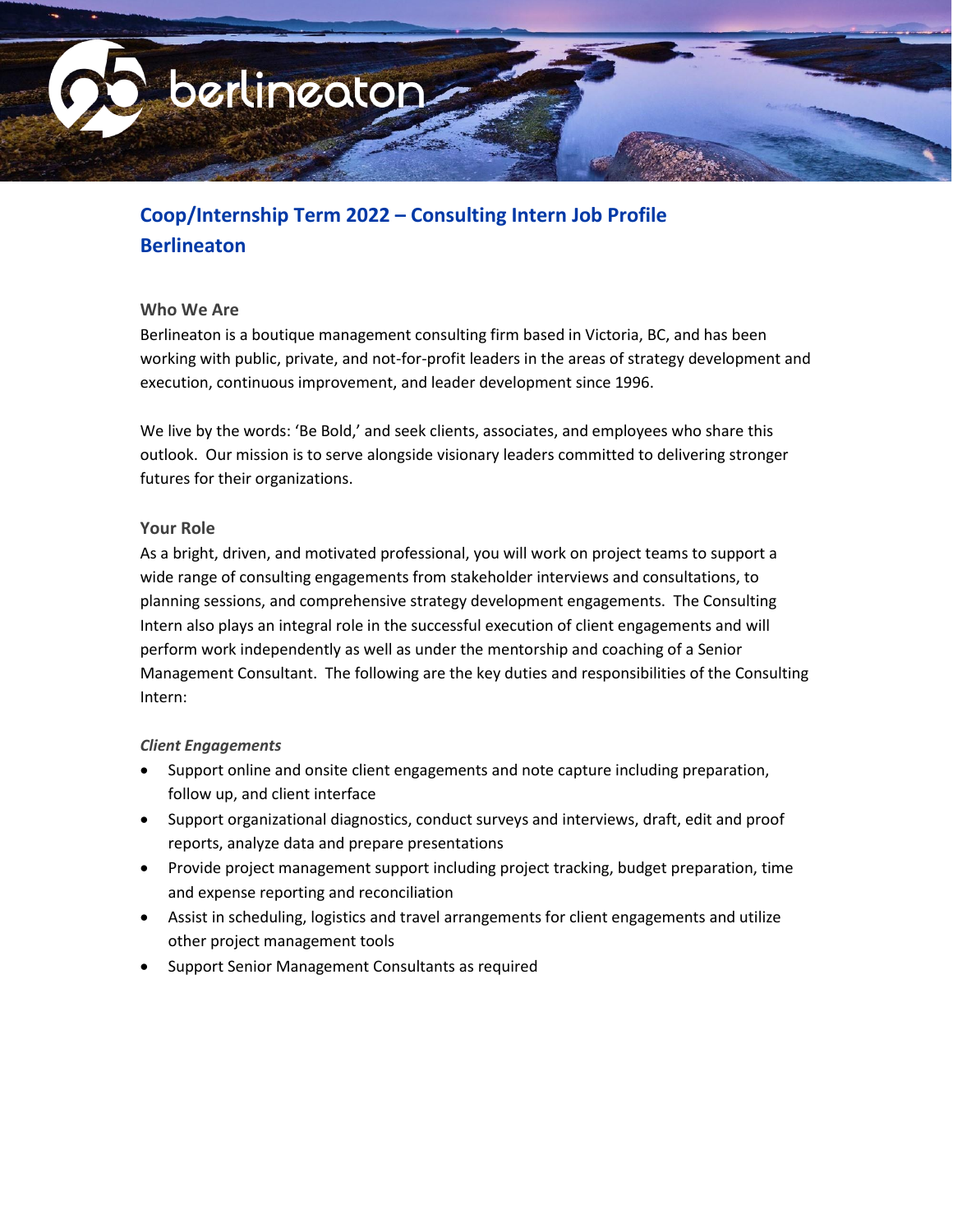# Coop/Internship Term 2022 – Consulting Intern Job Profile Berlineaton

## Who We Are

Berlineaton is a boutique management consulting firm based in Victoria, BC, and has been working with public, private, and not-for-profit leaders in the areas of strategy development and execution, continuous improvement, and leader development since 1996.

We live by the words: 'Be Bold,' and seek clients, associates, and employees who share this outlook. Our mission is to serve alongside visionary leaders committed to delivering stronger futures for their organizations.

## Your Role

As a bright, driven, and motivated professional, you will work on project teams to support a wide range of consulting engagements from stakeholder interviews and consultations, to planning sessions, and comprehensive strategy development engagements. The Consulting Intern also plays an integral role in the successful execution of client engagements and will perform work independently as well as under the mentorship and coaching of a Senior Management Consultant. The following are the key duties and responsibilities of the Consulting Intern:

### *Client Engagements*

- Support online and onsite client engagements and note capture including preparation, follow up, and client interface
- Support organizational diagnostics, conduct surveys and interviews, draft, edit and proof reports, analyze data and prepare presentations
- Provide project management support including project tracking, budget preparation, time and expense reporting and reconciliation
- Assist in scheduling, logistics and travel arrangements for client engagements and utilize other project management tools
- Support Senior Management Consultants as required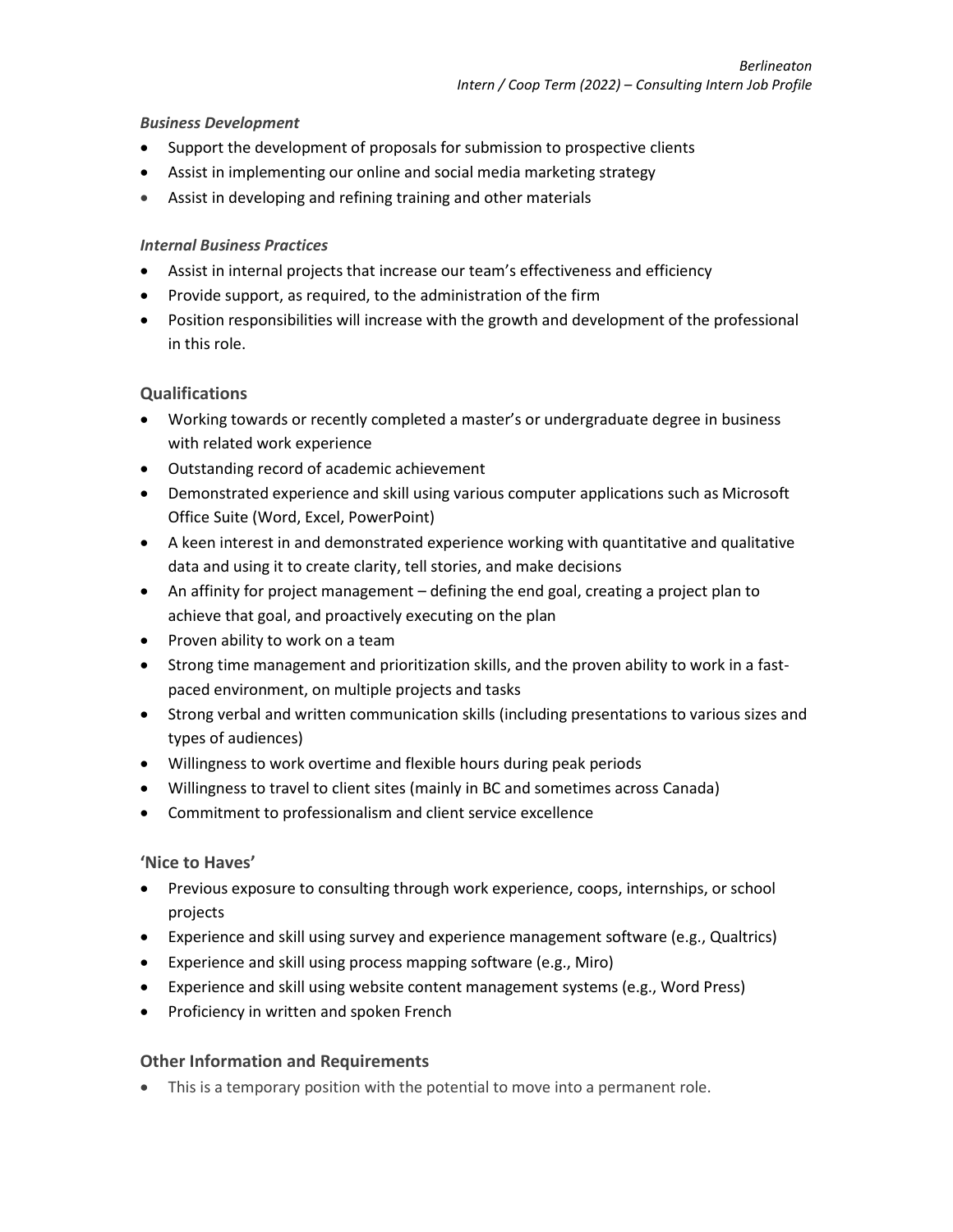*Business Development*

- Support the development of proposals for submission to prospective clients
- Assist in implementing our online and social media marketing strategy
- Assist in developing and refining training and other materials

*Internal Business Practices*

- Assist in internal projects that increase our team's effectiveness and efficiency
- Provide support, as required, to the administration of the firm
- Position responsibilities will increase with the growth and development of the professional in this role.

## Qualifications

- Working towards or recently completed a master's or undergraduate degree in business with related work experience
- Outstanding record of academic achievement
- Demonstrated experience and skill using various computer applications such as Microsoft Office Suite (Word, Excel, PowerPoint)
- A keen interest in and demonstrated experience working with quantitative and qualitative data and using it to create clarity, tell stories, and make decisions
- An affinity for project management – defining the end goal, creating a project plan to achieve that goal, and proactively executing on the plan
- Proven ability to work on a team
- Strong time management and prioritization skills, and the proven ability to work in a fast-paced environment, on multiple projects and tasks
- Strong verbal and written communication skills (including presentations to various sizes and types of audiences)
- Willingness to work overtime and flexible hours during peak periods
- Willingness to travel to client sites (mainly in BC and sometimes across Canada)
- Commitment to professionalism and client service excellence

## 'Nice to Haves'

- Previous exposure to consulting through work experience, coops, internships, or school projects
- Experience and skill using survey and experience management software (e.g., Qualtrics)
- Experience and skill using process mapping software (e.g., Miro)
- Experience and skill using website content management systems (e.g., Word Press)
- Proficiency in written and spoken French

## Other Information and Requirements

- This is a temporary position with the potential to move into a permanent role.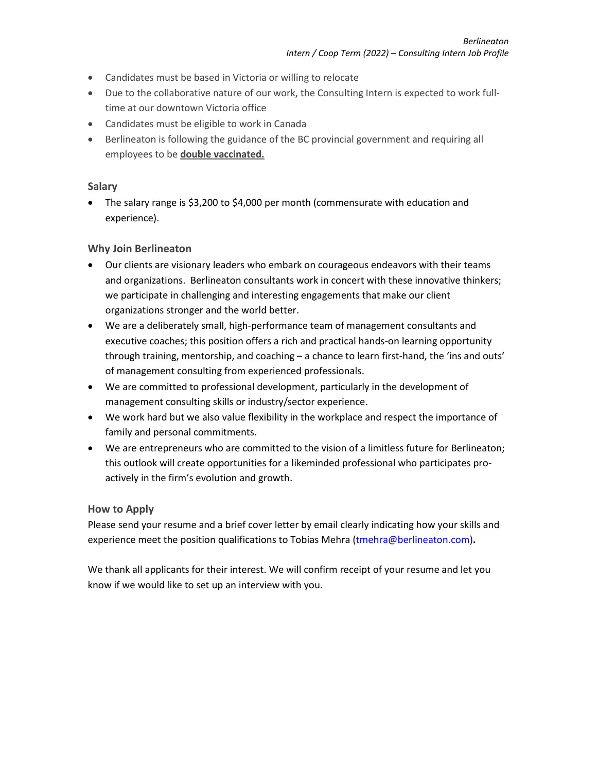- Candidates must be based in Victoria or willing to relocate
- Due to the collaborative nature of our work, the Consulting Intern is expected to work full-time at our downtown Victoria office
- Candidates must be eligible to work in Canada
- Berlineaton is following the guidance of the BC provincial government and requiring all employees to be **double vaccinated.**

### Salary

- The salary range is $3,200 to $4,000 per month (commensurate with education and experience).

### Why Join Berlineaton

- Our clients are visionary leaders who embark on courageous endeavors with their teams and organizations. Berlineaton consultants work in concert with these innovative thinkers; we participate in challenging and interesting engagements that make our client organizations stronger and the world better.
- We are a deliberately small, high-performance team of management consultants and executive coaches; this position offers a rich and practical hands-on learning opportunity through training, mentorship, and coaching – a chance to learn first-hand, the 'ins and outs' of management consulting from experienced professionals.
- We are committed to professional development, particularly in the development of management consulting skills or industry/sector experience.
- We work hard but we also value flexibility in the workplace and respect the importance of family and personal commitments.
- We are entrepreneurs who are committed to the vision of a limitless future for Berlineaton; this outlook will create opportunities for a likeminded professional who participates pro-actively in the firm's evolution and growth.

### How to Apply

Please send your resume and a brief cover letter by email clearly indicating how your skills and experience meet the position qualifications to Tobias Mehra (tmehra@berlineaton.com)**.**

We thank all applicants for their interest. We will confirm receipt of your resume and let you know if we would like to set up an interview with you.